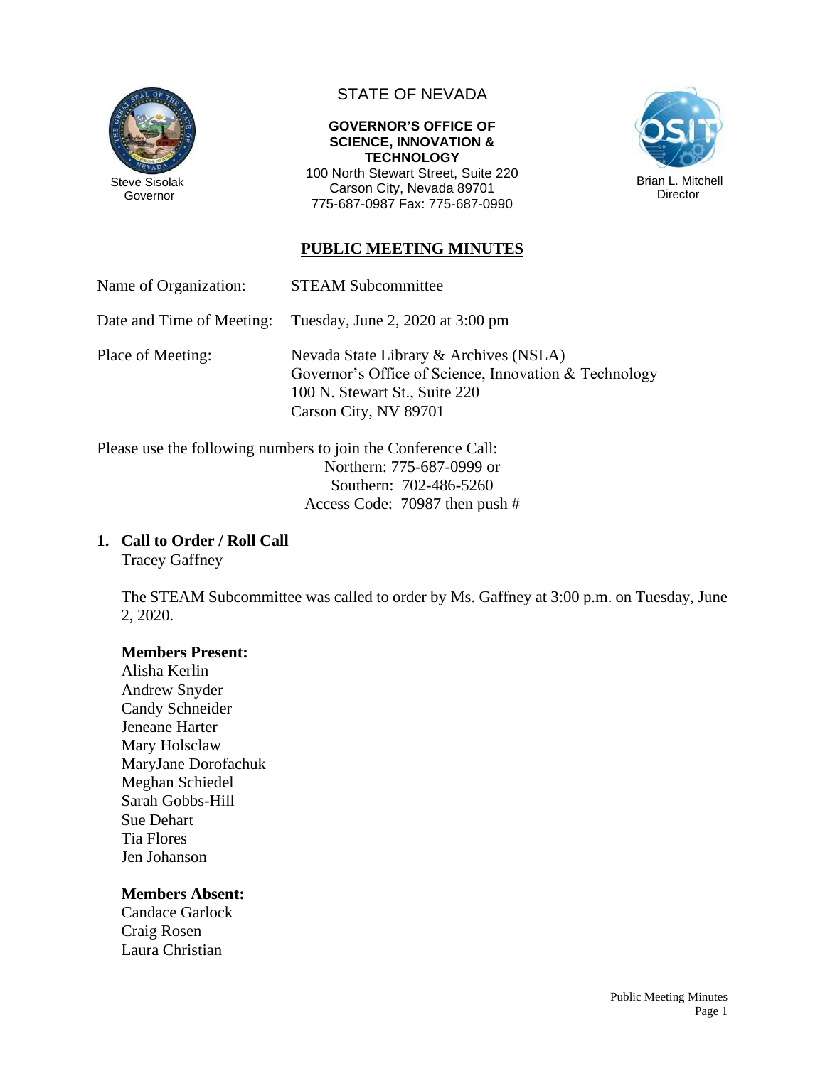Steve Sisolak
Governor

# STATE OF NEVADA

**GOVERNOR'S OFFICE OF SCIENCE, INNOVATION & TECHNOLOGY**
100 North Stewart Street, Suite 220
Carson City, Nevada 89701
775-687-0987 Fax: 775-687-0990

Brian L. Mitchell
Director

## PUBLIC MEETING MINUTES

Name of Organization: STEAM Subcommittee

Date and Time of Meeting: Tuesday, June 2, 2020 at 3:00 pm

Place of Meeting: Nevada State Library & Archives (NSLA)
Governor's Office of Science, Innovation & Technology
100 N. Stewart St., Suite 220
Carson City, NV 89701

Please use the following numbers to join the Conference Call:
Northern: 775-687-0999 or
Southern: 702-486-5260
Access Code: 70987 then push #

### 1. Call to Order / Roll Call

Tracey Gaffney

The STEAM Subcommittee was called to order by Ms. Gaffney at 3:00 p.m. on Tuesday, June 2, 2020.

**Members Present:**
Alisha Kerlin
Andrew Snyder
Candy Schneider
Jeneane Harter
Mary Holsclaw
MaryJane Dorofachuk
Meghan Schiedel
Sarah Gobbs-Hill
Sue Dehart
Tia Flores
Jen Johanson

**Members Absent:**
Candace Garlock
Craig Rosen
Laura Christian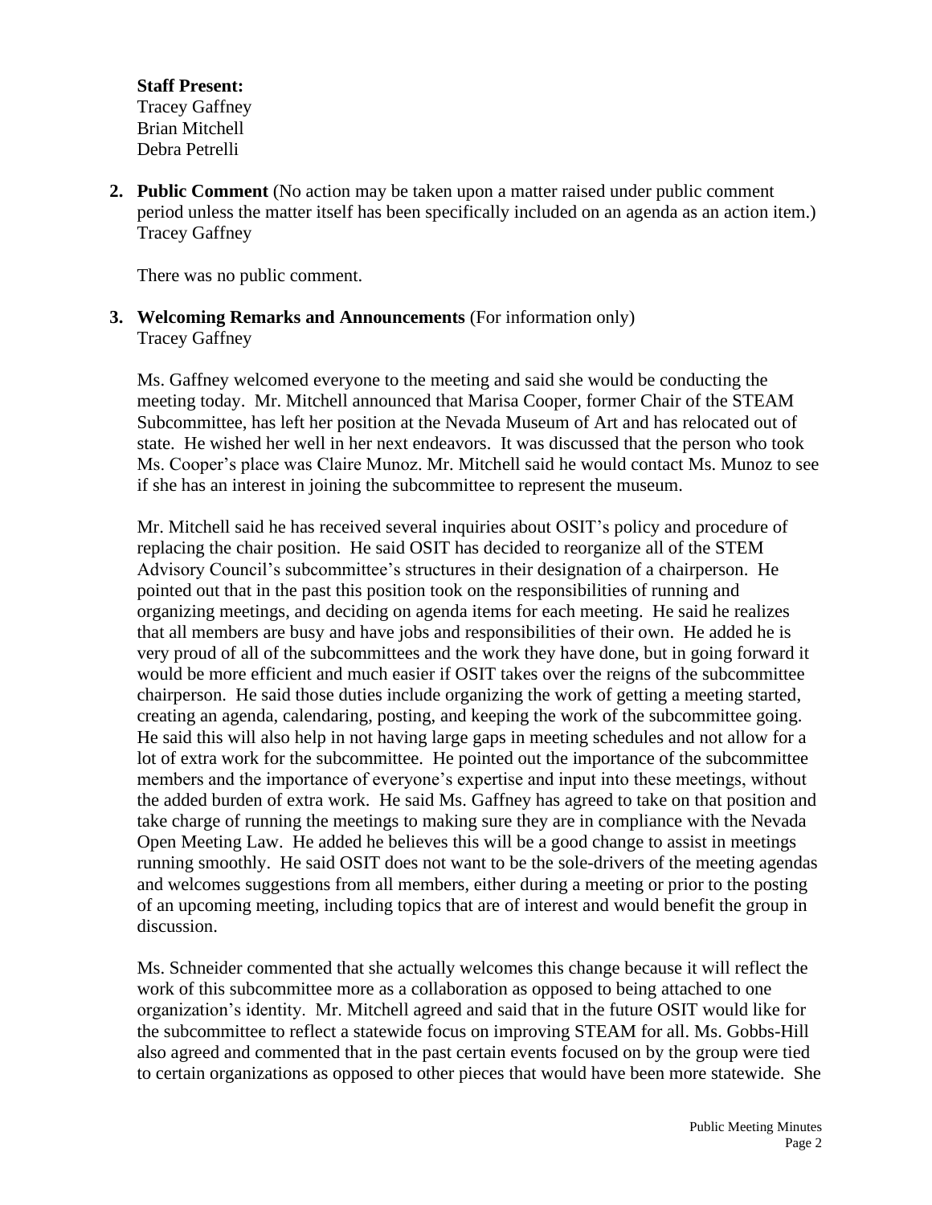**Staff Present:**
Tracey Gaffney
Brian Mitchell
Debra Petrelli

2. **Public Comment** (No action may be taken upon a matter raised under public comment period unless the matter itself has been specifically included on an agenda as an action item.)
   Tracey Gaffney

   There was no public comment.

3. **Welcoming Remarks and Announcements** (For information only)
   Tracey Gaffney

   Ms. Gaffney welcomed everyone to the meeting and said she would be conducting the meeting today. Mr. Mitchell announced that Marisa Cooper, former Chair of the STEAM Subcommittee, has left her position at the Nevada Museum of Art and has relocated out of state. He wished her well in her next endeavors. It was discussed that the person who took Ms. Cooper's place was Claire Munoz. Mr. Mitchell said he would contact Ms. Munoz to see if she has an interest in joining the subcommittee to represent the museum.

   Mr. Mitchell said he has received several inquiries about OSIT's policy and procedure of replacing the chair position. He said OSIT has decided to reorganize all of the STEM Advisory Council's subcommittee's structures in their designation of a chairperson. He pointed out that in the past this position took on the responsibilities of running and organizing meetings, and deciding on agenda items for each meeting. He said he realizes that all members are busy and have jobs and responsibilities of their own. He added he is very proud of all of the subcommittees and the work they have done, but in going forward it would be more efficient and much easier if OSIT takes over the reigns of the subcommittee chairperson. He said those duties include organizing the work of getting a meeting started, creating an agenda, calendaring, posting, and keeping the work of the subcommittee going. He said this will also help in not having large gaps in meeting schedules and not allow for a lot of extra work for the subcommittee. He pointed out the importance of the subcommittee members and the importance of everyone's expertise and input into these meetings, without the added burden of extra work. He said Ms. Gaffney has agreed to take on that position and take charge of running the meetings to making sure they are in compliance with the Nevada Open Meeting Law. He added he believes this will be a good change to assist in meetings running smoothly. He said OSIT does not want to be the sole-drivers of the meeting agendas and welcomes suggestions from all members, either during a meeting or prior to the posting of an upcoming meeting, including topics that are of interest and would benefit the group in discussion.

   Ms. Schneider commented that she actually welcomes this change because it will reflect the work of this subcommittee more as a collaboration as opposed to being attached to one organization's identity. Mr. Mitchell agreed and said that in the future OSIT would like for the subcommittee to reflect a statewide focus on improving STEAM for all. Ms. Gobbs-Hill also agreed and commented that in the past certain events focused on by the group were tied to certain organizations as opposed to other pieces that would have been more statewide. She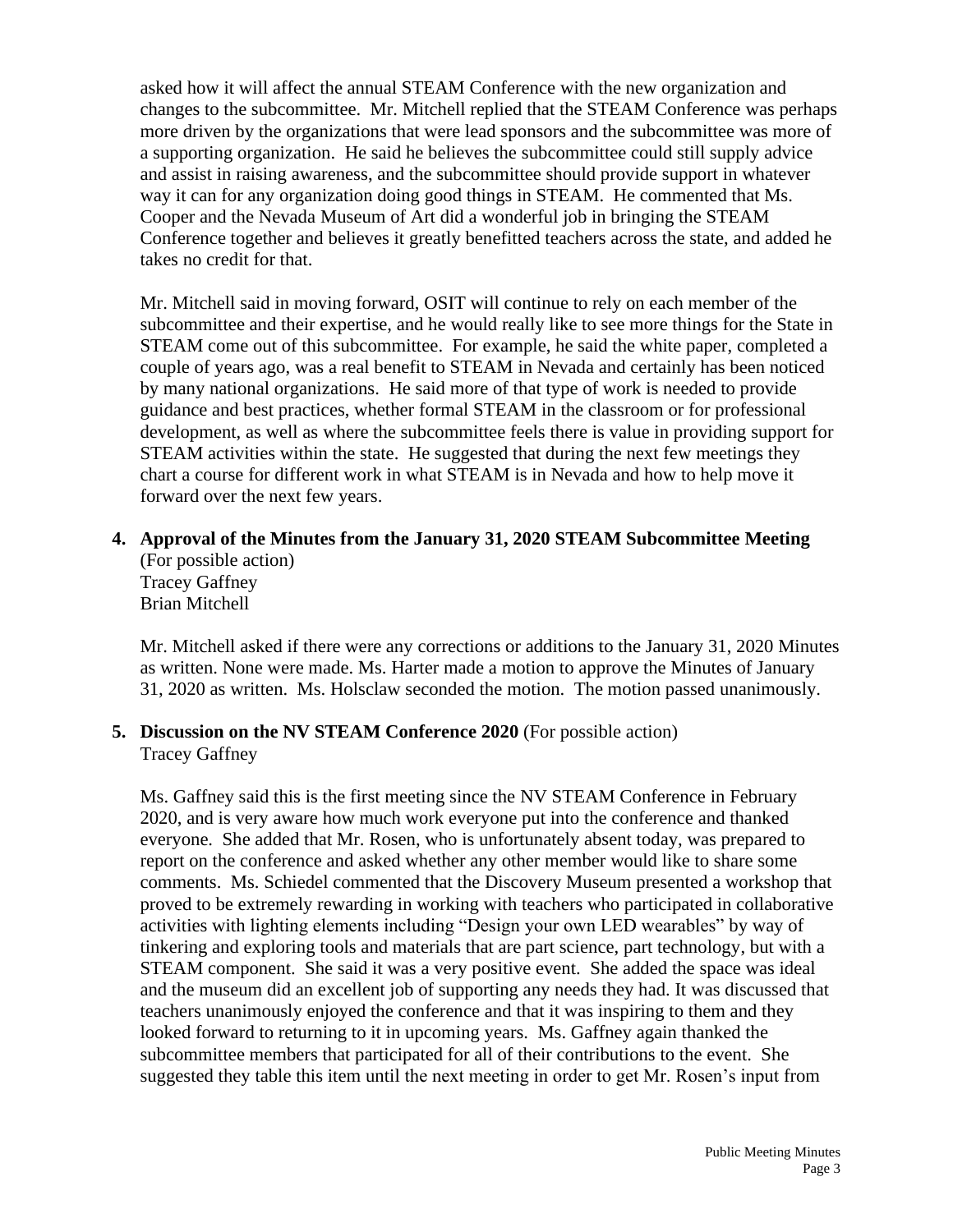asked how it will affect the annual STEAM Conference with the new organization and changes to the subcommittee. Mr. Mitchell replied that the STEAM Conference was perhaps more driven by the organizations that were lead sponsors and the subcommittee was more of a supporting organization. He said he believes the subcommittee could still supply advice and assist in raising awareness, and the subcommittee should provide support in whatever way it can for any organization doing good things in STEAM. He commented that Ms. Cooper and the Nevada Museum of Art did a wonderful job in bringing the STEAM Conference together and believes it greatly benefitted teachers across the state, and added he takes no credit for that.

Mr. Mitchell said in moving forward, OSIT will continue to rely on each member of the subcommittee and their expertise, and he would really like to see more things for the State in STEAM come out of this subcommittee. For example, he said the white paper, completed a couple of years ago, was a real benefit to STEAM in Nevada and certainly has been noticed by many national organizations. He said more of that type of work is needed to provide guidance and best practices, whether formal STEAM in the classroom or for professional development, as well as where the subcommittee feels there is value in providing support for STEAM activities within the state. He suggested that during the next few meetings they chart a course for different work in what STEAM is in Nevada and how to help move it forward over the next few years.

**4. Approval of the Minutes from the January 31, 2020 STEAM Subcommittee Meeting**
(For possible action)
Tracey Gaffney
Brian Mitchell

Mr. Mitchell asked if there were any corrections or additions to the January 31, 2020 Minutes as written. None were made. Ms. Harter made a motion to approve the Minutes of January 31, 2020 as written. Ms. Holsclaw seconded the motion. The motion passed unanimously.

**5. Discussion on the NV STEAM Conference 2020** (For possible action)
Tracey Gaffney

Ms. Gaffney said this is the first meeting since the NV STEAM Conference in February 2020, and is very aware how much work everyone put into the conference and thanked everyone. She added that Mr. Rosen, who is unfortunately absent today, was prepared to report on the conference and asked whether any other member would like to share some comments. Ms. Schiedel commented that the Discovery Museum presented a workshop that proved to be extremely rewarding in working with teachers who participated in collaborative activities with lighting elements including "Design your own LED wearables" by way of tinkering and exploring tools and materials that are part science, part technology, but with a STEAM component. She said it was a very positive event. She added the space was ideal and the museum did an excellent job of supporting any needs they had. It was discussed that teachers unanimously enjoyed the conference and that it was inspiring to them and they looked forward to returning to it in upcoming years. Ms. Gaffney again thanked the subcommittee members that participated for all of their contributions to the event. She suggested they table this item until the next meeting in order to get Mr. Rosen's input from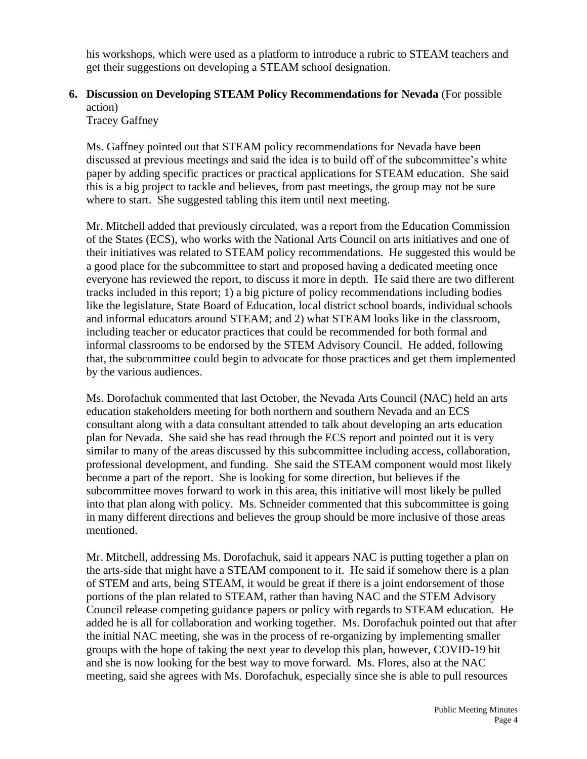his workshops, which were used as a platform to introduce a rubric to STEAM teachers and get their suggestions on developing a STEAM school designation.

**6. Discussion on Developing STEAM Policy Recommendations for Nevada** (For possible action)
Tracey Gaffney

Ms. Gaffney pointed out that STEAM policy recommendations for Nevada have been discussed at previous meetings and said the idea is to build off of the subcommittee's white paper by adding specific practices or practical applications for STEAM education. She said this is a big project to tackle and believes, from past meetings, the group may not be sure where to start. She suggested tabling this item until next meeting.

Mr. Mitchell added that previously circulated, was a report from the Education Commission of the States (ECS), who works with the National Arts Council on arts initiatives and one of their initiatives was related to STEAM policy recommendations. He suggested this would be a good place for the subcommittee to start and proposed having a dedicated meeting once everyone has reviewed the report, to discuss it more in depth. He said there are two different tracks included in this report; 1) a big picture of policy recommendations including bodies like the legislature, State Board of Education, local district school boards, individual schools and informal educators around STEAM; and 2) what STEAM looks like in the classroom, including teacher or educator practices that could be recommended for both formal and informal classrooms to be endorsed by the STEM Advisory Council. He added, following that, the subcommittee could begin to advocate for those practices and get them implemented by the various audiences.

Ms. Dorofachuk commented that last October, the Nevada Arts Council (NAC) held an arts education stakeholders meeting for both northern and southern Nevada and an ECS consultant along with a data consultant attended to talk about developing an arts education plan for Nevada. She said she has read through the ECS report and pointed out it is very similar to many of the areas discussed by this subcommittee including access, collaboration, professional development, and funding. She said the STEAM component would most likely become a part of the report. She is looking for some direction, but believes if the subcommittee moves forward to work in this area, this initiative will most likely be pulled into that plan along with policy. Ms. Schneider commented that this subcommittee is going in many different directions and believes the group should be more inclusive of those areas mentioned.

Mr. Mitchell, addressing Ms. Dorofachuk, said it appears NAC is putting together a plan on the arts-side that might have a STEAM component to it. He said if somehow there is a plan of STEM and arts, being STEAM, it would be great if there is a joint endorsement of those portions of the plan related to STEAM, rather than having NAC and the STEM Advisory Council release competing guidance papers or policy with regards to STEAM education. He added he is all for collaboration and working together. Ms. Dorofachuk pointed out that after the initial NAC meeting, she was in the process of re-organizing by implementing smaller groups with the hope of taking the next year to develop this plan, however, COVID-19 hit and she is now looking for the best way to move forward. Ms. Flores, also at the NAC meeting, said she agrees with Ms. Dorofachuk, especially since she is able to pull resources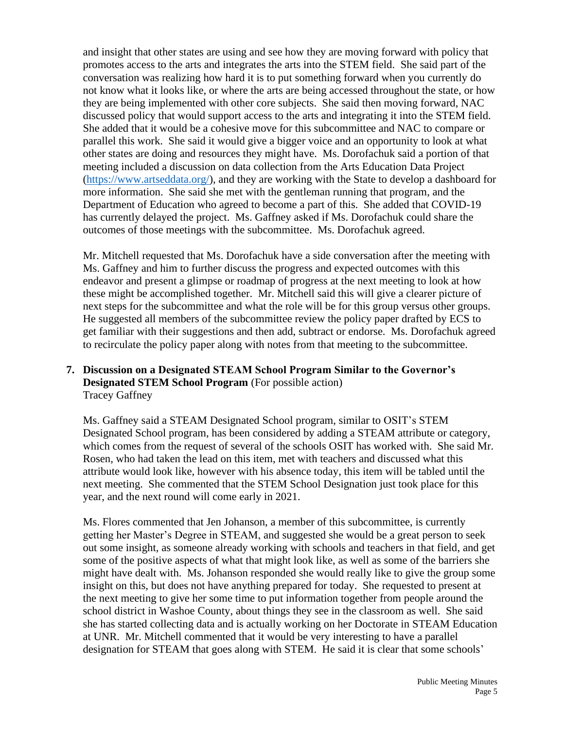and insight that other states are using and see how they are moving forward with policy that promotes access to the arts and integrates the arts into the STEM field. She said part of the conversation was realizing how hard it is to put something forward when you currently do not know what it looks like, or where the arts are being accessed throughout the state, or how they are being implemented with other core subjects. She said then moving forward, NAC discussed policy that would support access to the arts and integrating it into the STEM field. She added that it would be a cohesive move for this subcommittee and NAC to compare or parallel this work. She said it would give a bigger voice and an opportunity to look at what other states are doing and resources they might have. Ms. Dorofachuk said a portion of that meeting included a discussion on data collection from the Arts Education Data Project (https://www.artseddata.org/), and they are working with the State to develop a dashboard for more information. She said she met with the gentleman running that program, and the Department of Education who agreed to become a part of this. She added that COVID-19 has currently delayed the project. Ms. Gaffney asked if Ms. Dorofachuk could share the outcomes of those meetings with the subcommittee. Ms. Dorofachuk agreed.

Mr. Mitchell requested that Ms. Dorofachuk have a side conversation after the meeting with Ms. Gaffney and him to further discuss the progress and expected outcomes with this endeavor and present a glimpse or roadmap of progress at the next meeting to look at how these might be accomplished together. Mr. Mitchell said this will give a clearer picture of next steps for the subcommittee and what the role will be for this group versus other groups. He suggested all members of the subcommittee review the policy paper drafted by ECS to get familiar with their suggestions and then add, subtract or endorse. Ms. Dorofachuk agreed to recirculate the policy paper along with notes from that meeting to the subcommittee.

**7. Discussion on a Designated STEAM School Program Similar to the Governor's Designated STEM School Program** (For possible action)
Tracey Gaffney

Ms. Gaffney said a STEAM Designated School program, similar to OSIT's STEM Designated School program, has been considered by adding a STEAM attribute or category, which comes from the request of several of the schools OSIT has worked with. She said Mr. Rosen, who had taken the lead on this item, met with teachers and discussed what this attribute would look like, however with his absence today, this item will be tabled until the next meeting. She commented that the STEM School Designation just took place for this year, and the next round will come early in 2021.

Ms. Flores commented that Jen Johanson, a member of this subcommittee, is currently getting her Master's Degree in STEAM, and suggested she would be a great person to seek out some insight, as someone already working with schools and teachers in that field, and get some of the positive aspects of what that might look like, as well as some of the barriers she might have dealt with. Ms. Johanson responded she would really like to give the group some insight on this, but does not have anything prepared for today. She requested to present at the next meeting to give her some time to put information together from people around the school district in Washoe County, about things they see in the classroom as well. She said she has started collecting data and is actually working on her Doctorate in STEAM Education at UNR. Mr. Mitchell commented that it would be very interesting to have a parallel designation for STEAM that goes along with STEM. He said it is clear that some schools'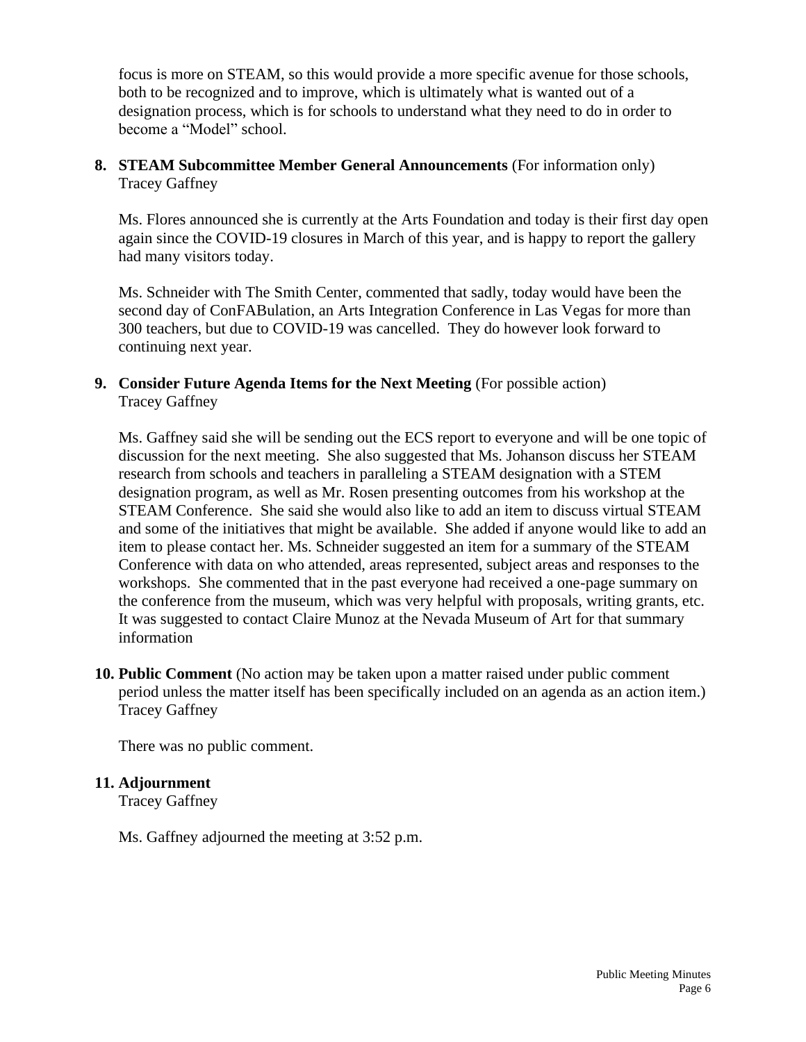focus is more on STEAM, so this would provide a more specific avenue for those schools, both to be recognized and to improve, which is ultimately what is wanted out of a designation process, which is for schools to understand what they need to do in order to become a "Model" school.

**8. STEAM Subcommittee Member General Announcements** (For information only)
Tracey Gaffney

Ms. Flores announced she is currently at the Arts Foundation and today is their first day open again since the COVID-19 closures in March of this year, and is happy to report the gallery had many visitors today.

Ms. Schneider with The Smith Center, commented that sadly, today would have been the second day of ConFABulation, an Arts Integration Conference in Las Vegas for more than 300 teachers, but due to COVID-19 was cancelled. They do however look forward to continuing next year.

**9. Consider Future Agenda Items for the Next Meeting** (For possible action)
Tracey Gaffney

Ms. Gaffney said she will be sending out the ECS report to everyone and will be one topic of discussion for the next meeting. She also suggested that Ms. Johanson discuss her STEAM research from schools and teachers in paralleling a STEAM designation with a STEM designation program, as well as Mr. Rosen presenting outcomes from his workshop at the STEAM Conference. She said she would also like to add an item to discuss virtual STEAM and some of the initiatives that might be available. She added if anyone would like to add an item to please contact her. Ms. Schneider suggested an item for a summary of the STEAM Conference with data on who attended, areas represented, subject areas and responses to the workshops. She commented that in the past everyone had received a one-page summary on the conference from the museum, which was very helpful with proposals, writing grants, etc. It was suggested to contact Claire Munoz at the Nevada Museum of Art for that summary information

**10. Public Comment** (No action may be taken upon a matter raised under public comment period unless the matter itself has been specifically included on an agenda as an action item.)
Tracey Gaffney

There was no public comment.

**11. Adjournment**
Tracey Gaffney

Ms. Gaffney adjourned the meeting at 3:52 p.m.